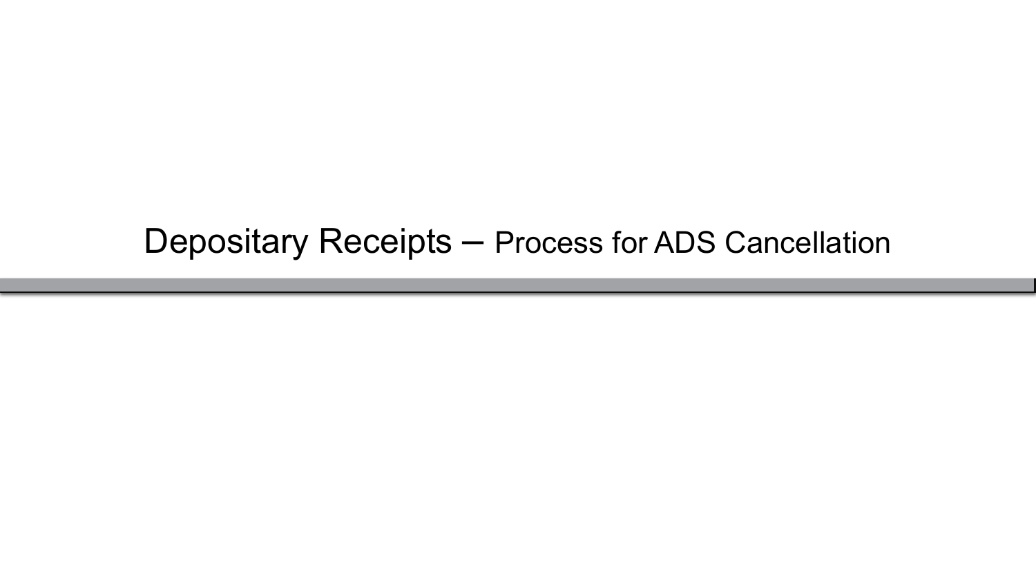# Depositary Receipts – Process for ADS Cancellation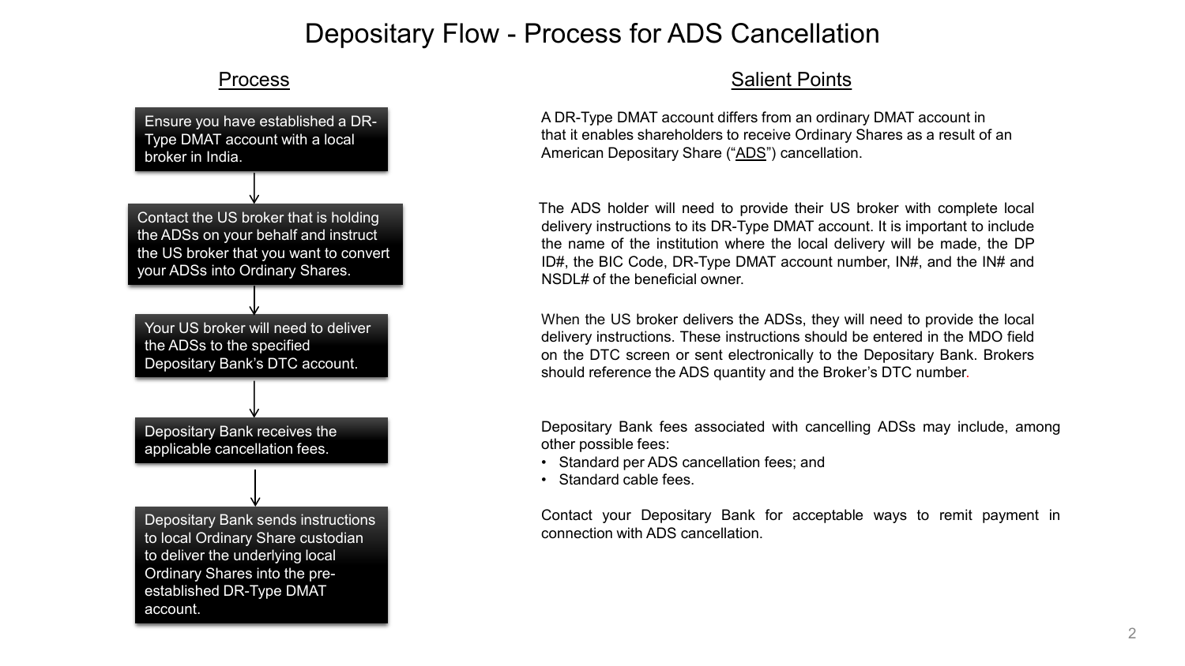# Depositary Flow - Process for ADS Cancellation

## Process

1. Ensure you have established a DR-Type DMAT account with a local broker in India.

↓

2. Contact the US broker that is holding the ADSs on your behalf and instruct the US broker that you want to convert your ADSs into Ordinary Shares.

↓

3. Your US broker will need to deliver the ADSs to the specified Depositary Bank's DTC account.

↓

4. Depositary Bank receives the applicable cancellation fees.

↓

5. Depositary Bank sends instructions to local Ordinary Share custodian to deliver the underlying local Ordinary Shares into the pre-established DR-Type DMAT account.

## Salient Points

A DR-Type DMAT account differs from an ordinary DMAT account in that it enables shareholders to receive Ordinary Shares as a result of an American Depositary Share ("ADS") cancellation.

The ADS holder will need to provide their US broker with complete local delivery instructions to its DR-Type DMAT account. It is important to include the name of the institution where the local delivery will be made, the DP ID#, the BIC Code, DR-Type DMAT account number, IN#, and the IN# and NSDL# of the beneficial owner.

When the US broker delivers the ADSs, they will need to provide the local delivery instructions. These instructions should be entered in the MDO field on the DTC screen or sent electronically to the Depositary Bank. Brokers should reference the ADS quantity and the Broker's DTC number.

Depositary Bank fees associated with cancelling ADSs may include, among other possible fees:

- Standard per ADS cancellation fees; and
- Standard cable fees.

Contact your Depositary Bank for acceptable ways to remit payment in connection with ADS cancellation.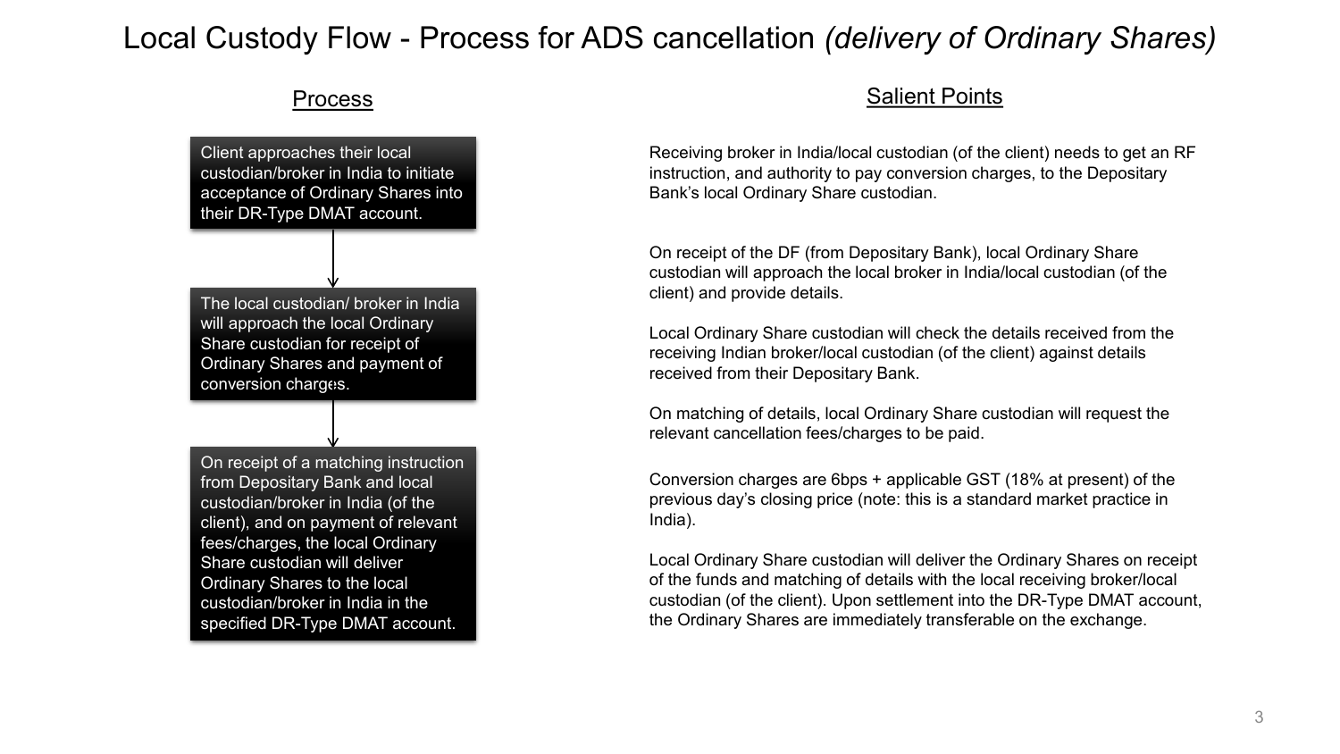# Local Custody Flow - Process for ADS cancellation *(delivery of Ordinary Shares)*

## Process

Client approaches their local custodian/broker in India to initiate acceptance of Ordinary Shares into their DR-Type DMAT account.

↓

The local custodian/ broker in India will approach the local Ordinary Share custodian for receipt of Ordinary Shares and payment of conversion charges.

↓

On receipt of a matching instruction from Depositary Bank and local custodian/broker in India (of the client), and on payment of relevant fees/charges, the local Ordinary Share custodian will deliver Ordinary Shares to the local custodian/broker in India in the specified DR-Type DMAT account.

## Salient Points

Receiving broker in India/local custodian (of the client) needs to get an RF instruction, and authority to pay conversion charges, to the Depositary Bank's local Ordinary Share custodian.

On receipt of the DF (from Depositary Bank), local Ordinary Share custodian will approach the local broker in India/local custodian (of the client) and provide details.

Local Ordinary Share custodian will check the details received from the receiving Indian broker/local custodian (of the client) against details received from their Depositary Bank.

On matching of details, local Ordinary Share custodian will request the relevant cancellation fees/charges to be paid.

Conversion charges are 6bps + applicable GST (18% at present) of the previous day's closing price (note: this is a standard market practice in India).

Local Ordinary Share custodian will deliver the Ordinary Shares on receipt of the funds and matching of details with the local receiving broker/local custodian (of the client). Upon settlement into the DR-Type DMAT account, the Ordinary Shares are immediately transferable on the exchange.